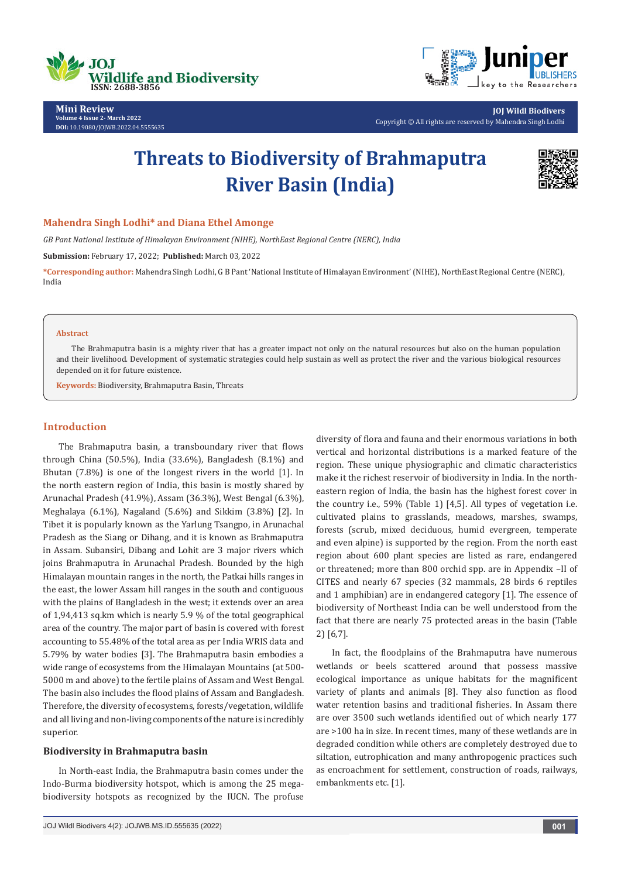Mini Review
Volume 4 Issue 2- March 2022
DOI: 10.19080/JOJWB.2022.04.5555635

JOJ Wildl Biodivers
Copyright © All rights are reserved by Mahendra Singh Lodhi

# Threats to Biodiversity of Brahmaputra River Basin (India)

**Mahendra Singh Lodhi* and Diana Ethel Amonge**

*GB Pant National Institute of Himalayan Environment (NIHE), NorthEast Regional Centre (NERC), India*

**Submission:** February 17, 2022; **Published:** March 03, 2022

***Corresponding author:** Mahendra Singh Lodhi, G B Pant 'National Institute of Himalayan Environment' (NIHE), NorthEast Regional Centre (NERC), India

**Abstract**

The Brahmaputra basin is a mighty river that has a greater impact not only on the natural resources but also on the human population and their livelihood. Development of systematic strategies could help sustain as well as protect the river and the various biological resources depended on it for future existence.

**Keywords:** Biodiversity, Brahmaputra Basin, Threats

## Introduction

The Brahmaputra basin, a transboundary river that flows through China (50.5%), India (33.6%), Bangladesh (8.1%) and Bhutan (7.8%) is one of the longest rivers in the world [1]. In the north eastern region of India, this basin is mostly shared by Arunachal Pradesh (41.9%), Assam (36.3%), West Bengal (6.3%), Meghalaya (6.1%), Nagaland (5.6%) and Sikkim (3.8%) [2]. In Tibet it is popularly known as the Yarlung Tsangpo, in Arunachal Pradesh as the Siang or Dihang, and it is known as Brahmaputra in Assam. Subansiri, Dibang and Lohit are 3 major rivers which joins Brahmaputra in Arunachal Pradesh. Bounded by the high Himalayan mountain ranges in the north, the Patkai hills ranges in the east, the lower Assam hill ranges in the south and contiguous with the plains of Bangladesh in the west; it extends over an area of 1,94,413 sq.km which is nearly 5.9 % of the total geographical area of the country. The major part of basin is covered with forest accounting to 55.48% of the total area as per India WRIS data and 5.79% by water bodies [3]. The Brahmaputra basin embodies a wide range of ecosystems from the Himalayan Mountains (at 500-5000 m and above) to the fertile plains of Assam and West Bengal. The basin also includes the flood plains of Assam and Bangladesh. Therefore, the diversity of ecosystems, forests/vegetation, wildlife and all living and non-living components of the nature is incredibly superior.

### Biodiversity in Brahmaputra basin

In North-east India, the Brahmaputra basin comes under the Indo-Burma biodiversity hotspot, which is among the 25 mega-biodiversity hotspots as recognized by the IUCN. The profuse diversity of flora and fauna and their enormous variations in both vertical and horizontal distributions is a marked feature of the region. These unique physiographic and climatic characteristics make it the richest reservoir of biodiversity in India. In the north-eastern region of India, the basin has the highest forest cover in the country i.e., 59% (Table 1) [4,5]. All types of vegetation i.e. cultivated plains to grasslands, meadows, marshes, swamps, forests (scrub, mixed deciduous, humid evergreen, temperate and even alpine) is supported by the region. From the north east region about 600 plant species are listed as rare, endangered or threatened; more than 800 orchid spp. are in Appendix –II of CITES and nearly 67 species (32 mammals, 28 birds 6 reptiles and 1 amphibian) are in endangered category [1]. The essence of biodiversity of Northeast India can be well understood from the fact that there are nearly 75 protected areas in the basin (Table 2) [6,7].

In fact, the floodplains of the Brahmaputra have numerous wetlands or beels scattered around that possess massive ecological importance as unique habitats for the magnificent variety of plants and animals [8]. They also function as flood water retention basins and traditional fisheries. In Assam there are over 3500 such wetlands identified out of which nearly 177 are >100 ha in size. In recent times, many of these wetlands are in degraded condition while others are completely destroyed due to siltation, eutrophication and many anthropogenic practices such as encroachment for settlement, construction of roads, railways, embankments etc. [1].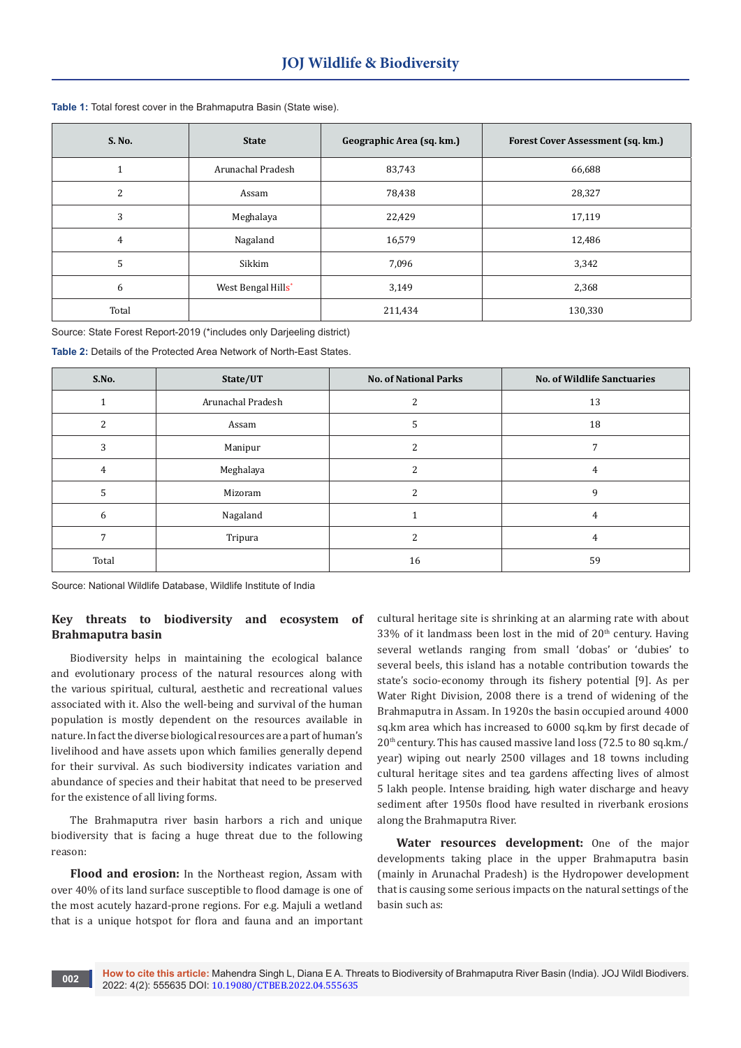**Table 1:** Total forest cover in the Brahmaputra Basin (State wise).

| S. No. | State | Geographic Area (sq. km.) | Forest Cover Assessment (sq. km.) |
|---|---|---|---|
| 1 | Arunachal Pradesh | 83,743 | 66,688 |
| 2 | Assam | 78,438 | 28,327 |
| 3 | Meghalaya | 22,429 | 17,119 |
| 4 | Nagaland | 16,579 | 12,486 |
| 5 | Sikkim | 7,096 | 3,342 |
| 6 | West Bengal Hills* | 3,149 | 2,368 |
| Total | | 211,434 | 130,330 |

Source: State Forest Report-2019 (*includes only Darjeeling district)

**Table 2:** Details of the Protected Area Network of North-East States.

| S.No. | State/UT | No. of National Parks | No. of Wildlife Sanctuaries |
|---|---|---|---|
| 1 | Arunachal Pradesh | 2 | 13 |
| 2 | Assam | 5 | 18 |
| 3 | Manipur | 2 | 7 |
| 4 | Meghalaya | 2 | 4 |
| 5 | Mizoram | 2 | 9 |
| 6 | Nagaland | 1 | 4 |
| 7 | Tripura | 2 | 4 |
| Total | | 16 | 59 |

Source: National Wildlife Database, Wildlife Institute of India

## Key threats to biodiversity and ecosystem of Brahmaputra basin

Biodiversity helps in maintaining the ecological balance and evolutionary process of the natural resources along with the various spiritual, cultural, aesthetic and recreational values associated with it. Also the well-being and survival of the human population is mostly dependent on the resources available in nature. In fact the diverse biological resources are a part of human's livelihood and have assets upon which families generally depend for their survival. As such biodiversity indicates variation and abundance of species and their habitat that need to be preserved for the existence of all living forms.

The Brahmaputra river basin harbors a rich and unique biodiversity that is facing a huge threat due to the following reason:

**Flood and erosion:** In the Northeast region, Assam with over 40% of its land surface susceptible to flood damage is one of the most acutely hazard-prone regions. For e.g. Majuli a wetland that is a unique hotspot for flora and fauna and an important cultural heritage site is shrinking at an alarming rate with about 33% of it landmass been lost in the mid of 20th century. Having several wetlands ranging from small 'dobas' or 'dubies' to several beels, this island has a notable contribution towards the state's socio-economy through its fishery potential [9]. As per Water Right Division, 2008 there is a trend of widening of the Brahmaputra in Assam. In 1920s the basin occupied around 4000 sq.km area which has increased to 6000 sq.km by first decade of 20th century. This has caused massive land loss (72.5 to 80 sq.km./year) wiping out nearly 2500 villages and 18 towns including cultural heritage sites and tea gardens affecting lives of almost 5 lakh people. Intense braiding, high water discharge and heavy sediment after 1950s flood have resulted in riverbank erosions along the Brahmaputra River.

**Water resources development:** One of the major developments taking place in the upper Brahmaputra basin (mainly in Arunachal Pradesh) is the Hydropower development that is causing some serious impacts on the natural settings of the basin such as: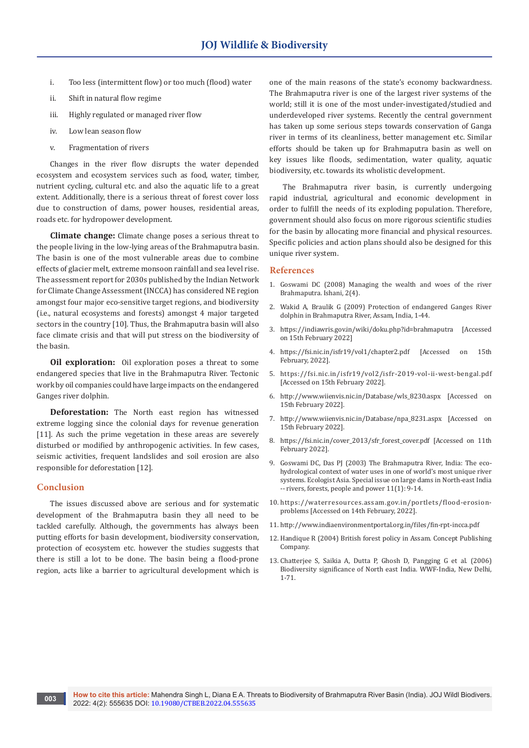i. Too less (intermittent flow) or too much (flood) water

ii. Shift in natural flow regime

iii. Highly regulated or managed river flow

iv. Low lean season flow

v. Fragmentation of rivers

Changes in the river flow disrupts the water depended ecosystem and ecosystem services such as food, water, timber, nutrient cycling, cultural etc. and also the aquatic life to a great extent. Additionally, there is a serious threat of forest cover loss due to construction of dams, power houses, residential areas, roads etc. for hydropower development.

**Climate change:** Climate change poses a serious threat to the people living in the low-lying areas of the Brahmaputra basin. The basin is one of the most vulnerable areas due to combine effects of glacier melt, extreme monsoon rainfall and sea level rise. The assessment report for 2030s published by the Indian Network for Climate Change Assessment (INCCA) has considered NE region amongst four major eco-sensitive target regions, and biodiversity (i.e., natural ecosystems and forests) amongst 4 major targeted sectors in the country [10]. Thus, the Brahmaputra basin will also face climate crisis and that will put stress on the biodiversity of the basin.

**Oil exploration:** Oil exploration poses a threat to some endangered species that live in the Brahmaputra River. Tectonic work by oil companies could have large impacts on the endangered Ganges river dolphin.

**Deforestation:** The North east region has witnessed extreme logging since the colonial days for revenue generation [11]. As such the prime vegetation in these areas are severely disturbed or modified by anthropogenic activities. In few cases, seismic activities, frequent landslides and soil erosion are also responsible for deforestation [12].

## Conclusion

The issues discussed above are serious and for systematic development of the Brahmaputra basin they all need to be tackled carefully. Although, the governments has always been putting efforts for basin development, biodiversity conservation, protection of ecosystem etc. however the studies suggests that there is still a lot to be done. The basin being a flood-prone region, acts like a barrier to agricultural development which is one of the main reasons of the state's economy backwardness. The Brahmaputra river is one of the largest river systems of the world; still it is one of the most under-investigated/studied and underdeveloped river systems. Recently the central government has taken up some serious steps towards conservation of Ganga river in terms of its cleanliness, better management etc. Similar efforts should be taken up for Brahmaputra basin as well on key issues like floods, sedimentation, water quality, aquatic biodiversity, etc. towards its wholistic development.

The Brahmaputra river basin, is currently undergoing rapid industrial, agricultural and economic development in order to fulfill the needs of its exploding population. Therefore, government should also focus on more rigorous scientific studies for the basin by allocating more financial and physical resources. Specific policies and action plans should also be designed for this unique river system.

## References

1. Goswami DC (2008) Managing the wealth and woes of the river Brahmaputra. Ishani, 2(4).
2. Wakid A, Braulik G (2009) Protection of endangered Ganges River dolphin in Brahmaputra River, Assam, India, 1-44.
3. https://indiawris.gov.in/wiki/doku.php?id=brahmaputra [Accessed on 15th February 2022]
4. https://fsi.nic.in/isfr19/vol1/chapter2.pdf [Accessed on 15th February, 2022].
5. https://fsi.nic.in/isfr19/vol2/isfr-2019-vol-ii-west-bengal.pdf [Accessed on 15th February 2022].
6. http://www.wiienvis.nic.in/Database/wls_8230.aspx [Accessed on 15th February 2022].
7. http://www.wiienvis.nic.in/Database/npa_8231.aspx [Accessed on 15th February 2022].
8. https://fsi.nic.in/cover_2013/sfr_forest_cover.pdf [Accessed on 11th February 2022].
9. Goswami DC, Das PJ (2003) The Brahmaputra River, India: The eco-hydrological context of water uses in one of world's most unique river systems. Ecologist Asia. Special issue on large dams in North-east India -- rivers, forests, people and power 11(1): 9-14.
10. https://waterresources.assam.gov.in/portlets/flood-erosion-problems [Accessed on 14th February, 2022].
11. http://www.indiaenvironmentportal.org.in/files/fin-rpt-incca.pdf
12. Handique R (2004) British forest policy in Assam. Concept Publishing Company.
13. Chatterjee S, Saikia A, Dutta P, Ghosh D, Pangging G et al. (2006) Biodiversity significance of North east India. WWF-India, New Delhi, 1-71.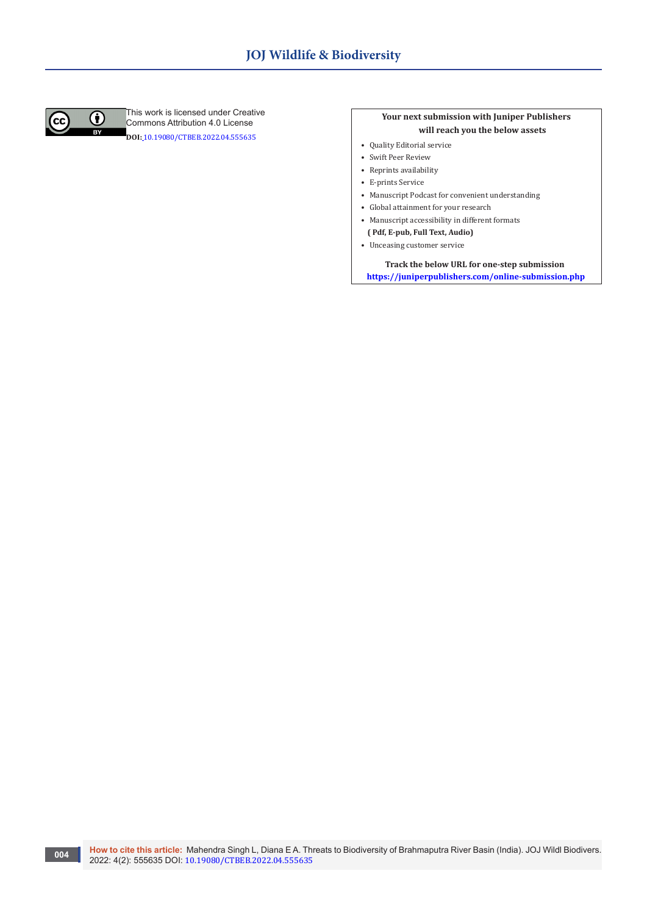This work is licensed under Creative Commons Attribution 4.0 License

**DOI:** 10.19080/CTBEB.2022.04.555635

**Your next submission with Juniper Publishers will reach you the below assets**

- Quality Editorial service
- Swift Peer Review
- Reprints availability
- E-prints Service
- Manuscript Podcast for convenient understanding
- Global attainment for your research
- Manuscript accessibility in different formats
  **( Pdf, E-pub, Full Text, Audio)**
- Unceasing customer service

**Track the below URL for one-step submission**
**https://juniperpublishers.com/online-submission.php**